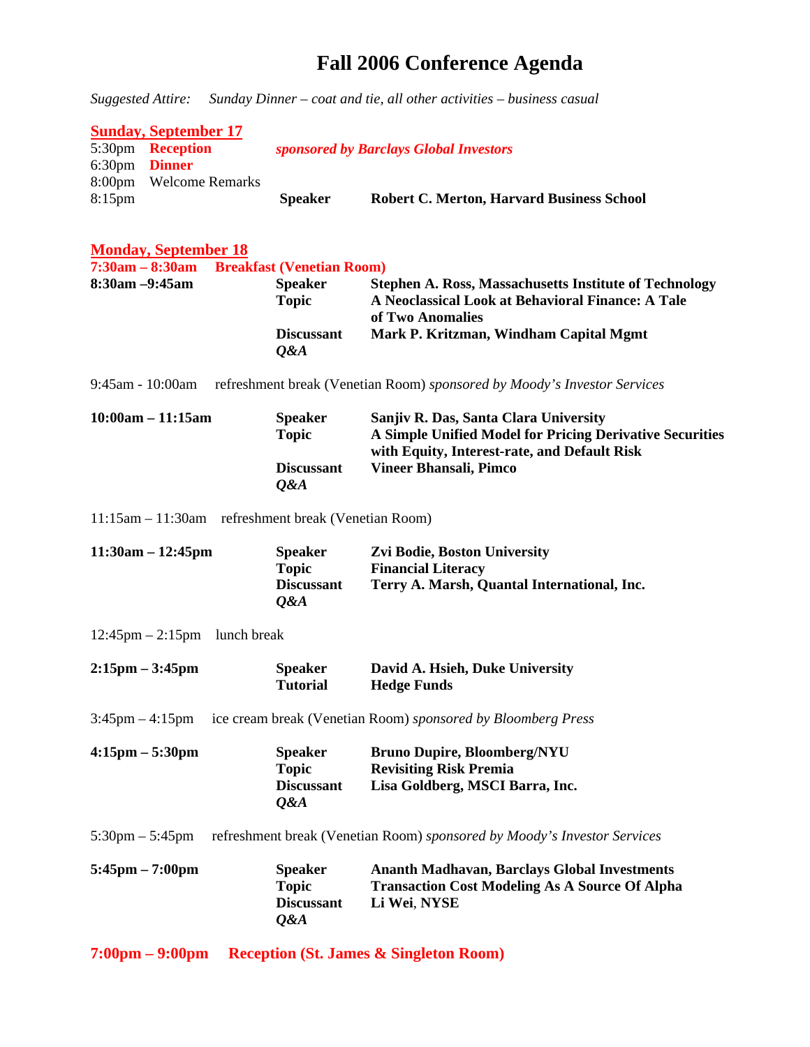# Fall 2006 Conference Agenda

*Suggested Attire: Sunday Dinner – coat and tie, all other activities – business casual*

## Sunday, September 17

5:30pm **Reception** *sponsored by Barclays Global Investors*

6:30pm **Dinner**

8:00pm Welcome Remarks

8:15pm **Speaker** **Robert C. Merton, Harvard Business School**

## Monday, September 18

**7:30am – 8:30am Breakfast (Venetian Room)**

**8:30am –9:45am**

- **Speaker** **Stephen A. Ross, Massachusetts Institute of Technology**
- **Topic** **A Neoclassical Look at Behavioral Finance: A Tale of Two Anomalies**
- **Discussant** **Mark P. Kritzman, Windham Capital Mgmt**
- ***Q&A***

9:45am - 10:00am refreshment break (Venetian Room) *sponsored by Moody's Investor Services*

**10:00am – 11:15am**

- **Speaker** **Sanjiv R. Das, Santa Clara University**
- **Topic** **A Simple Unified Model for Pricing Derivative Securities with Equity, Interest-rate, and Default Risk**
- **Discussant** **Vineer Bhansali, Pimco**
- ***Q&A***

11:15am – 11:30am refreshment break (Venetian Room)

**11:30am – 12:45pm**

- **Speaker** **Zvi Bodie, Boston University**
- **Topic** **Financial Literacy**
- **Discussant** **Terry A. Marsh, Quantal International, Inc.**
- ***Q&A***

12:45pm – 2:15pm lunch break

**2:15pm – 3:45pm**

- **Speaker** **David A. Hsieh, Duke University**
- **Tutorial** **Hedge Funds**

3:45pm – 4:15pm ice cream break (Venetian Room) *sponsored by Bloomberg Press*

**4:15pm – 5:30pm**

- **Speaker** **Bruno Dupire, Bloomberg/NYU**
- **Topic** **Revisiting Risk Premia**
- **Discussant** **Lisa Goldberg, MSCI Barra, Inc.**
- ***Q&A***

5:30pm – 5:45pm refreshment break (Venetian Room) *sponsored by Moody's Investor Services*

**5:45pm – 7:00pm**

- **Speaker** **Ananth Madhavan, Barclays Global Investments**
- **Topic** **Transaction Cost Modeling As A Source Of Alpha**
- **Discussant** **Li Wei, NYSE**
- ***Q&A***

**7:00pm – 9:00pm Reception (St. James & Singleton Room)**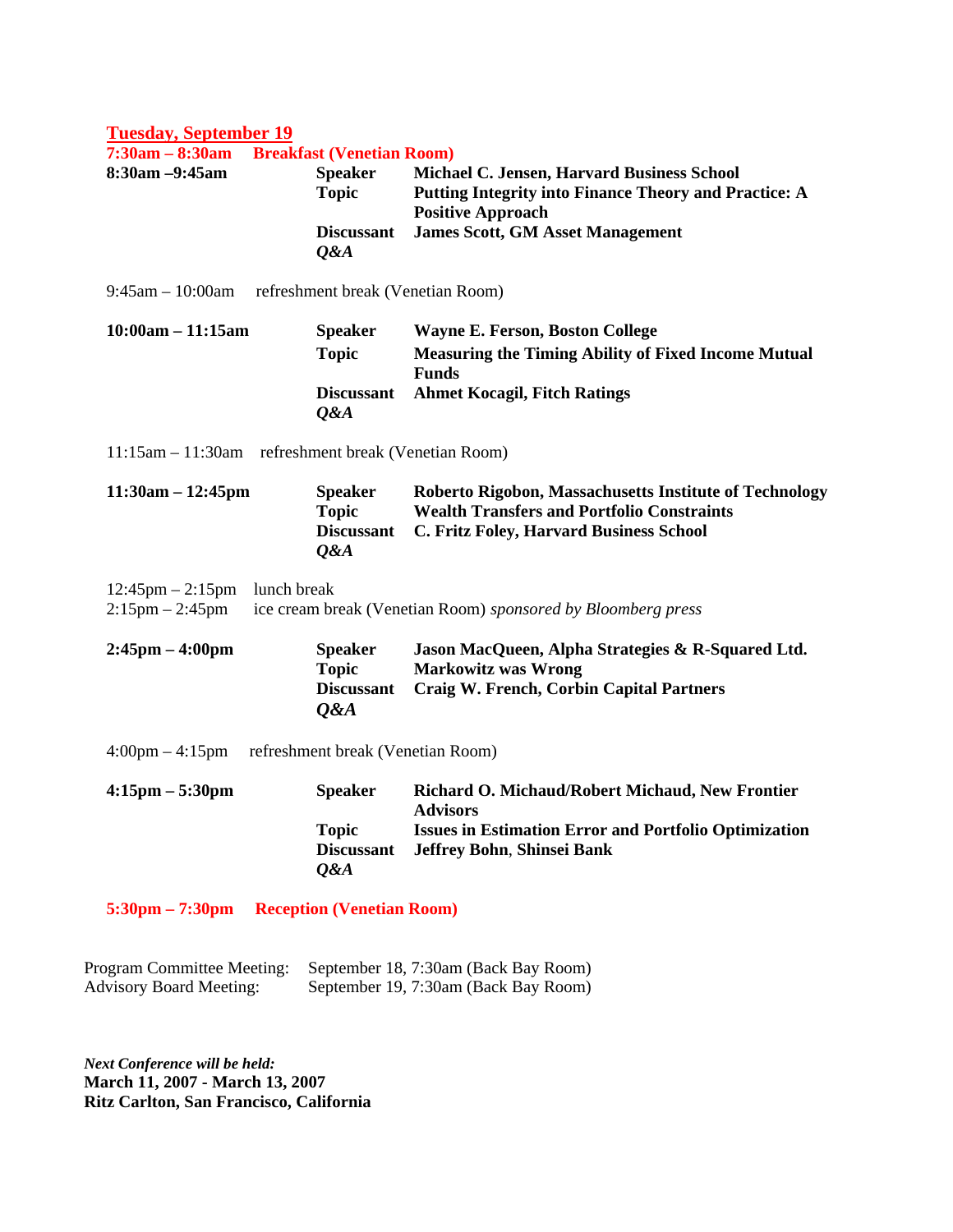## Tuesday, September 19

**7:30am – 8:30am    Breakfast (Venetian Room)**

| | | |
|---|---|---|
| **8:30am –9:45am** | **Speaker** | **Michael C. Jensen, Harvard Business School** |
| | **Topic** | **Putting Integrity into Finance Theory and Practice: A Positive Approach** |
| | **Discussant** | **James Scott, GM Asset Management** |
| | ***Q&A*** | |

9:45am – 10:00am    refreshment break (Venetian Room)

| | | |
|---|---|---|
| **10:00am – 11:15am** | **Speaker** | **Wayne E. Ferson, Boston College** |
| | **Topic** | **Measuring the Timing Ability of Fixed Income Mutual Funds** |
| | **Discussant** | **Ahmet Kocagil, Fitch Ratings** |
| | ***Q&A*** | |

11:15am – 11:30am    refreshment break (Venetian Room)

| | | |
|---|---|---|
| **11:30am – 12:45pm** | **Speaker** | **Roberto Rigobon, Massachusetts Institute of Technology** |
| | **Topic** | **Wealth Transfers and Portfolio Constraints** |
| | **Discussant** | **C. Fritz Foley, Harvard Business School** |
| | ***Q&A*** | |

12:45pm – 2:15pm    lunch break
2:15pm – 2:45pm    ice cream break (Venetian Room) *sponsored by Bloomberg press*

| | | |
|---|---|---|
| **2:45pm – 4:00pm** | **Speaker** | **Jason MacQueen, Alpha Strategies & R-Squared Ltd.** |
| | **Topic** | **Markowitz was Wrong** |
| | **Discussant** | **Craig W. French, Corbin Capital Partners** |
| | ***Q&A*** | |

4:00pm – 4:15pm    refreshment break (Venetian Room)

| | | |
|---|---|---|
| **4:15pm – 5:30pm** | **Speaker** | **Richard O. Michaud/Robert Michaud, New Frontier Advisors** |
| | **Topic** | **Issues in Estimation Error and Portfolio Optimization** |
| | **Discussant** | **Jeffrey Bohn, Shinsei Bank** |
| | ***Q&A*** | |

**5:30pm – 7:30pm    Reception (Venetian Room)**

Program Committee Meeting:    September 18, 7:30am (Back Bay Room)
Advisory Board Meeting:    September 19, 7:30am (Back Bay Room)

***Next Conference will be held:***
**March 11, 2007 - March 13, 2007**
**Ritz Carlton, San Francisco, California**